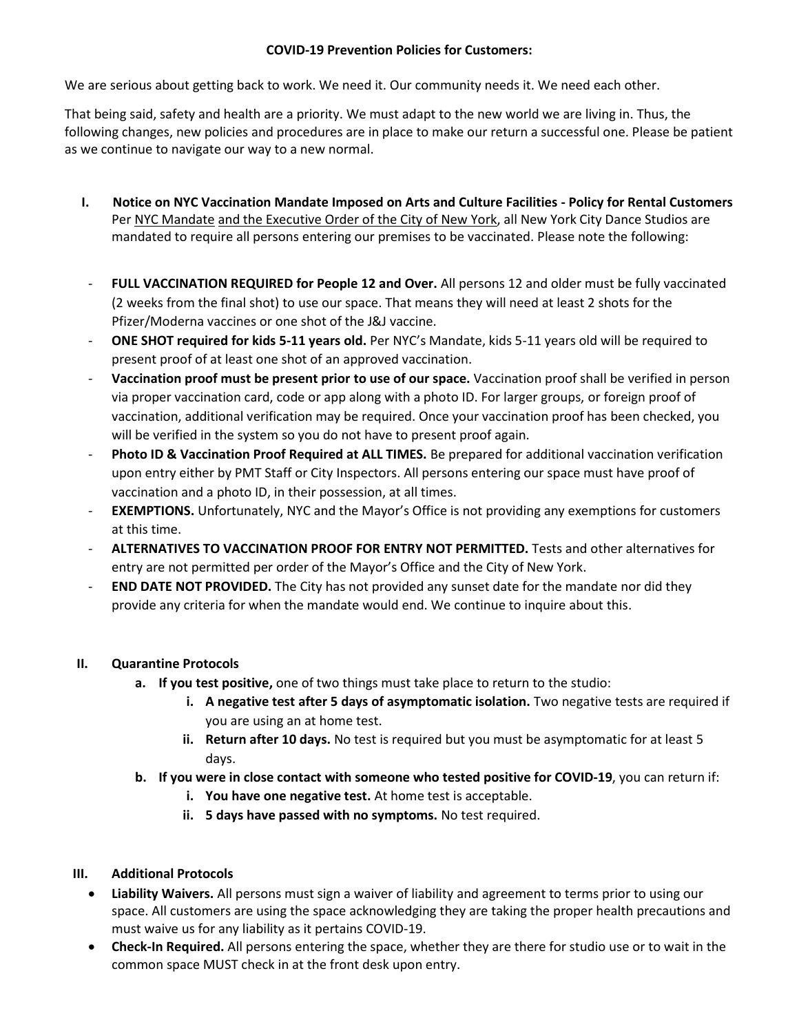**COVID-19 Prevention Policies for Customers:**

We are serious about getting back to work. We need it. Our community needs it. We need each other.

That being said, safety and health are a priority. We must adapt to the new world we are living in. Thus, the following changes, new policies and procedures are in place to make our return a successful one. Please be patient as we continue to navigate our way to a new normal.

## I. Notice on NYC Vaccination Mandate Imposed on Arts and Culture Facilities - Policy for Rental Customers

Per NYC Mandate and the Executive Order of the City of New York, all New York City Dance Studios are mandated to require all persons entering our premises to be vaccinated. Please note the following:

- **FULL VACCINATION REQUIRED for People 12 and Over.** All persons 12 and older must be fully vaccinated (2 weeks from the final shot) to use our space. That means they will need at least 2 shots for the Pfizer/Moderna vaccines or one shot of the J&J vaccine.
- **ONE SHOT required for kids 5-11 years old.** Per NYC's Mandate, kids 5-11 years old will be required to present proof of at least one shot of an approved vaccination.
- **Vaccination proof must be present prior to use of our space.** Vaccination proof shall be verified in person via proper vaccination card, code or app along with a photo ID. For larger groups, or foreign proof of vaccination, additional verification may be required. Once your vaccination proof has been checked, you will be verified in the system so you do not have to present proof again.
- **Photo ID & Vaccination Proof Required at ALL TIMES.** Be prepared for additional vaccination verification upon entry either by PMT Staff or City Inspectors. All persons entering our space must have proof of vaccination and a photo ID, in their possession, at all times.
- **EXEMPTIONS.** Unfortunately, NYC and the Mayor's Office is not providing any exemptions for customers at this time.
- **ALTERNATIVES TO VACCINATION PROOF FOR ENTRY NOT PERMITTED.** Tests and other alternatives for entry are not permitted per order of the Mayor's Office and the City of New York.
- **END DATE NOT PROVIDED.** The City has not provided any sunset date for the mandate nor did they provide any criteria for when the mandate would end. We continue to inquire about this.

## II. Quarantine Protocols

a. **If you test positive,** one of two things must take place to return to the studio:
   i. **A negative test after 5 days of asymptomatic isolation.** Two negative tests are required if you are using an at home test.
   ii. **Return after 10 days.** No test is required but you must be asymptomatic for at least 5 days.

b. **If you were in close contact with someone who tested positive for COVID-19**, you can return if:
   i. **You have one negative test.** At home test is acceptable.
   ii. **5 days have passed with no symptoms.** No test required.

## III. Additional Protocols

- **Liability Waivers.** All persons must sign a waiver of liability and agreement to terms prior to using our space. All customers are using the space acknowledging they are taking the proper health precautions and must waive us for any liability as it pertains COVID-19.
- **Check-In Required.** All persons entering the space, whether they are there for studio use or to wait in the common space MUST check in at the front desk upon entry.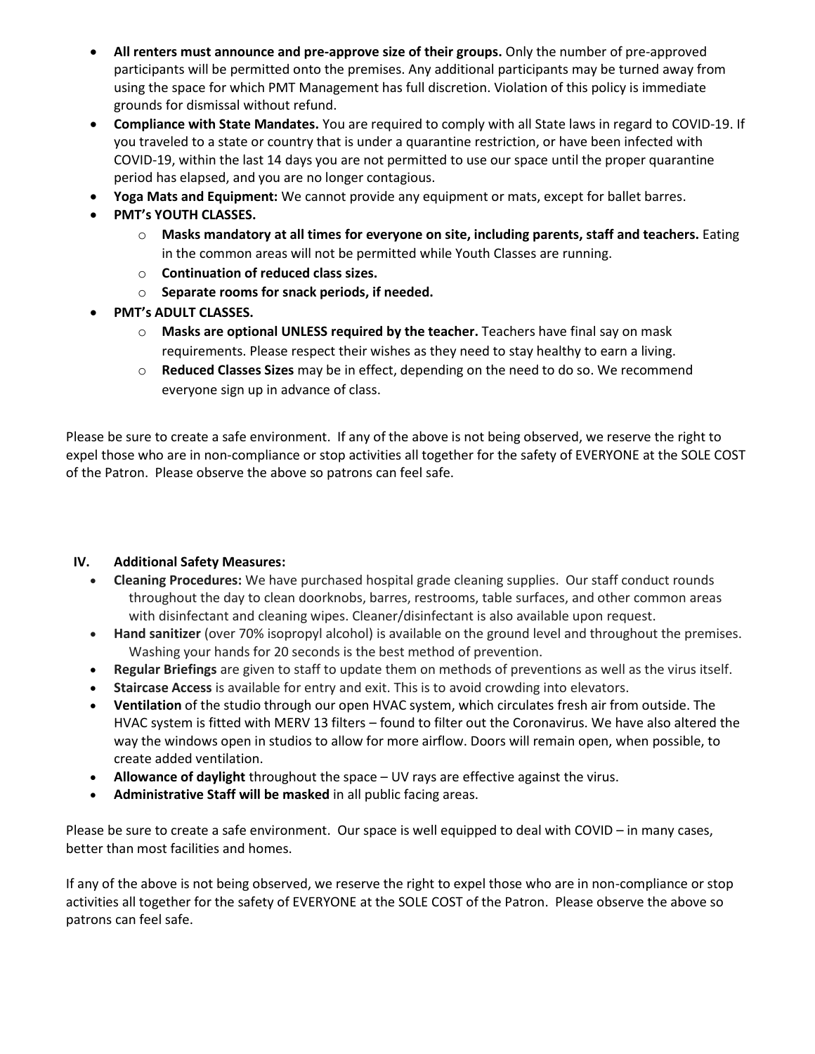- **All renters must announce and pre-approve size of their groups.** Only the number of pre-approved participants will be permitted onto the premises. Any additional participants may be turned away from using the space for which PMT Management has full discretion. Violation of this policy is immediate grounds for dismissal without refund.
- **Compliance with State Mandates.** You are required to comply with all State laws in regard to COVID-19. If you traveled to a state or country that is under a quarantine restriction, or have been infected with COVID-19, within the last 14 days you are not permitted to use our space until the proper quarantine period has elapsed, and you are no longer contagious.
- **Yoga Mats and Equipment:** We cannot provide any equipment or mats, except for ballet barres.
- **PMT's YOUTH CLASSES.**
  - **Masks mandatory at all times for everyone on site, including parents, staff and teachers.** Eating in the common areas will not be permitted while Youth Classes are running.
  - **Continuation of reduced class sizes.**
  - **Separate rooms for snack periods, if needed.**
- **PMT's ADULT CLASSES.**
  - **Masks are optional UNLESS required by the teacher.** Teachers have final say on mask requirements. Please respect their wishes as they need to stay healthy to earn a living.
  - **Reduced Classes Sizes** may be in effect, depending on the need to do so. We recommend everyone sign up in advance of class.

Please be sure to create a safe environment. If any of the above is not being observed, we reserve the right to expel those who are in non-compliance or stop activities all together for the safety of EVERYONE at the SOLE COST of the Patron. Please observe the above so patrons can feel safe.

## IV. Additional Safety Measures:

- **Cleaning Procedures:** We have purchased hospital grade cleaning supplies. Our staff conduct rounds throughout the day to clean doorknobs, barres, restrooms, table surfaces, and other common areas with disinfectant and cleaning wipes. Cleaner/disinfectant is also available upon request.
- **Hand sanitizer** (over 70% isopropyl alcohol) is available on the ground level and throughout the premises. Washing your hands for 20 seconds is the best method of prevention.
- **Regular Briefings** are given to staff to update them on methods of preventions as well as the virus itself.
- **Staircase Access** is available for entry and exit. This is to avoid crowding into elevators.
- **Ventilation** of the studio through our open HVAC system, which circulates fresh air from outside. The HVAC system is fitted with MERV 13 filters – found to filter out the Coronavirus. We have also altered the way the windows open in studios to allow for more airflow. Doors will remain open, when possible, to create added ventilation.
- **Allowance of daylight** throughout the space – UV rays are effective against the virus.
- **Administrative Staff will be masked** in all public facing areas.

Please be sure to create a safe environment. Our space is well equipped to deal with COVID – in many cases, better than most facilities and homes.

If any of the above is not being observed, we reserve the right to expel those who are in non-compliance or stop activities all together for the safety of EVERYONE at the SOLE COST of the Patron. Please observe the above so patrons can feel safe.